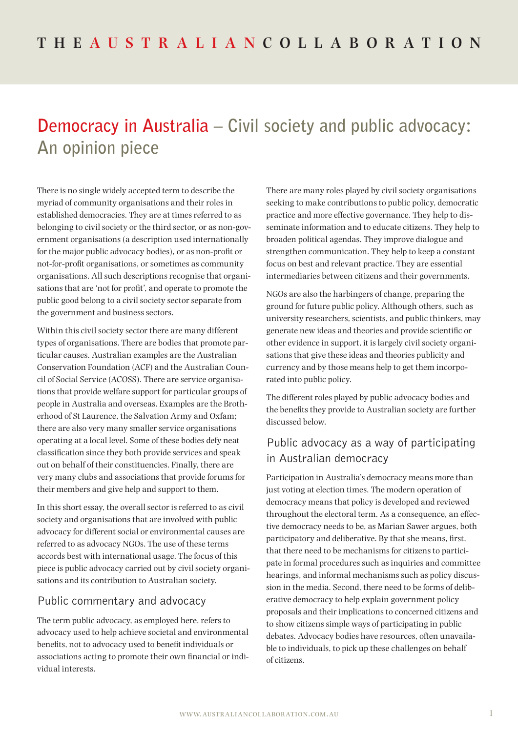# Democracy in Australia – Civil society and public advocacy: An opinion piece

There is no single widely accepted term to describe the myriad of community organisations and their roles in established democracies. They are at times referred to as belonging to civil society or the third sector, or as non-government organisations (a description used internationally for the major public advocacy bodies), or as non-profit or not-for-profit organisations, or sometimes as community organisations. All such descriptions recognise that organisations that are 'not for profit', and operate to promote the public good belong to a civil society sector separate from the government and business sectors.

Within this civil society sector there are many different types of organisations. There are bodies that promote particular causes. Australian examples are the Australian Conservation Foundation (ACF) and the Australian Council of Social Service (ACOSS). There are service organisations that provide welfare support for particular groups of people in Australia and overseas. Examples are the Brotherhood of St Laurence, the Salvation Army and Oxfam; there are also very many smaller service organisations operating at a local level. Some of these bodies defy neat classification since they both provide services and speak out on behalf of their constituencies. Finally, there are very many clubs and associations that provide forums for their members and give help and support to them.

In this short essay, the overall sector is referred to as civil society and organisations that are involved with public advocacy for different social or environmental causes are referred to as advocacy NGOs. The use of these terms accords best with international usage. The focus of this piece is public advocacy carried out by civil society organisations and its contribution to Australian society.

## Public commentary and advocacy

The term public advocacy, as employed here, refers to advocacy used to help achieve societal and environmental benefits, not to advocacy used to benefit individuals or associations acting to promote their own financial or individual interests.

There are many roles played by civil society organisations seeking to make contributions to public policy, democratic practice and more effective governance. They help to disseminate information and to educate citizens. They help to broaden political agendas. They improve dialogue and strengthen communication. They help to keep a constant focus on best and relevant practice. They are essential intermediaries between citizens and their governments.

NGOs are also the harbingers of change, preparing the ground for future public policy. Although others, such as university researchers, scientists, and public thinkers, may generate new ideas and theories and provide scientific or other evidence in support, it is largely civil society organisations that give these ideas and theories publicity and currency and by those means help to get them incorporated into public policy.

The different roles played by public advocacy bodies and the benefits they provide to Australian society are further discussed below.

## Public advocacy as a way of participating in Australian democracy

Participation in Australia's democracy means more than just voting at election times. The modern operation of democracy means that policy is developed and reviewed throughout the electoral term. As a consequence, an effective democracy needs to be, as Marian Sawer argues, both participatory and deliberative. By that she means, first, that there need to be mechanisms for citizens to participate in formal procedures such as inquiries and committee hearings, and informal mechanisms such as policy discussion in the media. Second, there need to be forms of deliberative democracy to help explain government policy proposals and their implications to concerned citizens and to show citizens simple ways of participating in public debates. Advocacy bodies have resources, often unavailable to individuals, to pick up these challenges on behalf of citizens.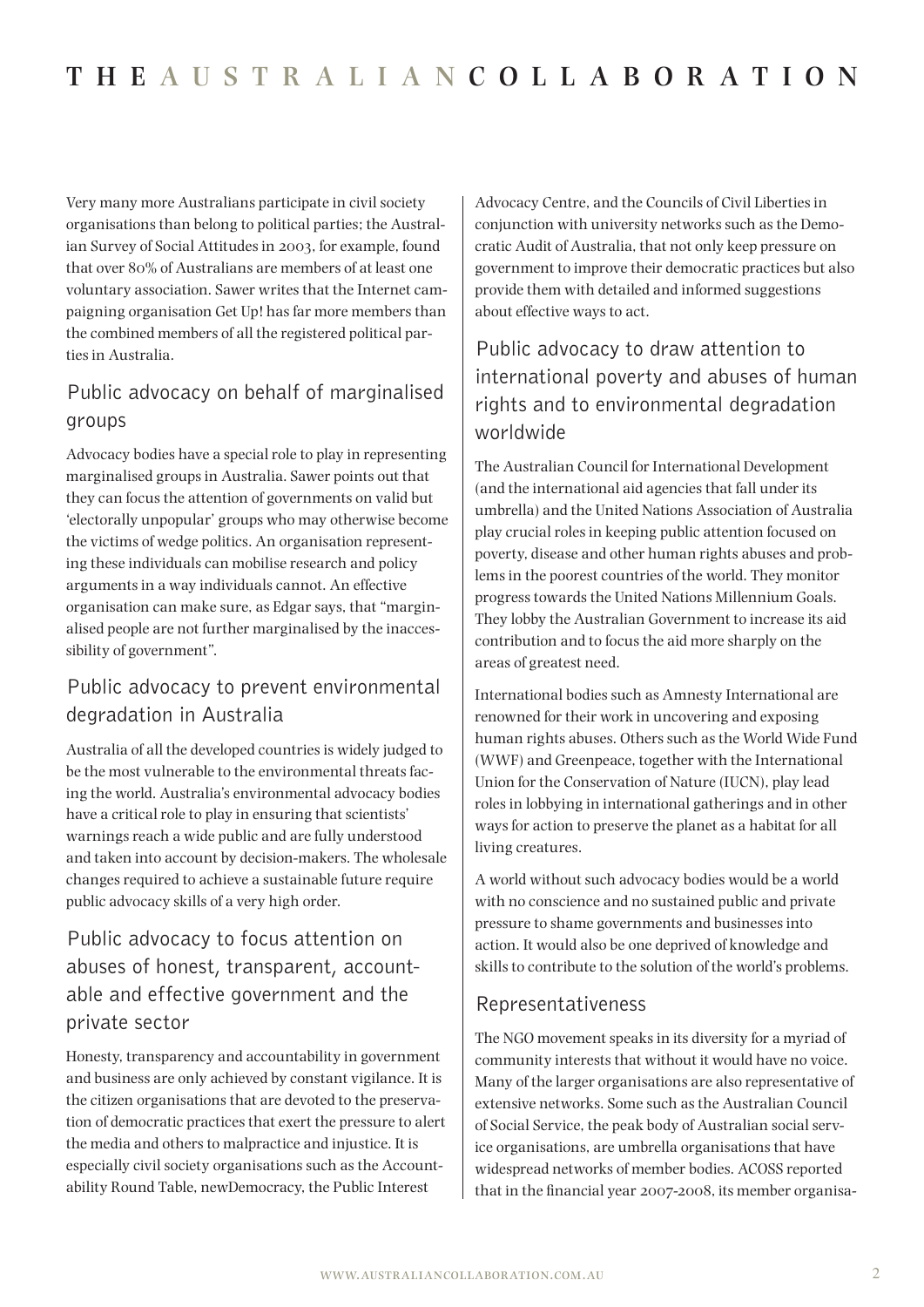Very many more Australians participate in civil society organisations than belong to political parties; the Australian Survey of Social Attitudes in 2003, for example, found that over 80% of Australians are members of at least one voluntary association. Sawer writes that the Internet campaigning organisation Get Up! has far more members than the combined members of all the registered political parties in Australia.

## Public advocacy on behalf of marginalised groups

Advocacy bodies have a special role to play in representing marginalised groups in Australia. Sawer points out that they can focus the attention of governments on valid but 'electorally unpopular' groups who may otherwise become the victims of wedge politics. An organisation representing these individuals can mobilise research and policy arguments in a way individuals cannot. An effective organisation can make sure, as Edgar says, that "marginalised people are not further marginalised by the inaccessibility of government".

## Public advocacy to prevent environmental degradation in Australia

Australia of all the developed countries is widely judged to be the most vulnerable to the environmental threats facing the world. Australia's environmental advocacy bodies have a critical role to play in ensuring that scientists' warnings reach a wide public and are fully understood and taken into account by decision-makers. The wholesale changes required to achieve a sustainable future require public advocacy skills of a very high order.

## Public advocacy to focus attention on abuses of honest, transparent, accountable and effective government and the private sector

Honesty, transparency and accountability in government and business are only achieved by constant vigilance. It is the citizen organisations that are devoted to the preservation of democratic practices that exert the pressure to alert the media and others to malpractice and injustice. It is especially civil society organisations such as the Accountability Round Table, newDemocracy, the Public Interest Advocacy Centre, and the Councils of Civil Liberties in conjunction with university networks such as the Democratic Audit of Australia, that not only keep pressure on government to improve their democratic practices but also provide them with detailed and informed suggestions about effective ways to act.

## Public advocacy to draw attention to international poverty and abuses of human rights and to environmental degradation worldwide

The Australian Council for International Development (and the international aid agencies that fall under its umbrella) and the United Nations Association of Australia play crucial roles in keeping public attention focused on poverty, disease and other human rights abuses and problems in the poorest countries of the world. They monitor progress towards the United Nations Millennium Goals. They lobby the Australian Government to increase its aid contribution and to focus the aid more sharply on the areas of greatest need.

International bodies such as Amnesty International are renowned for their work in uncovering and exposing human rights abuses. Others such as the World Wide Fund (WWF) and Greenpeace, together with the International Union for the Conservation of Nature (IUCN), play lead roles in lobbying in international gatherings and in other ways for action to preserve the planet as a habitat for all living creatures.

A world without such advocacy bodies would be a world with no conscience and no sustained public and private pressure to shame governments and businesses into action. It would also be one deprived of knowledge and skills to contribute to the solution of the world's problems.

## Representativeness

The NGO movement speaks in its diversity for a myriad of community interests that without it would have no voice. Many of the larger organisations are also representative of extensive networks. Some such as the Australian Council of Social Service, the peak body of Australian social service organisations, are umbrella organisations that have widespread networks of member bodies. ACOSS reported that in the financial year 2007-2008, its member organisa-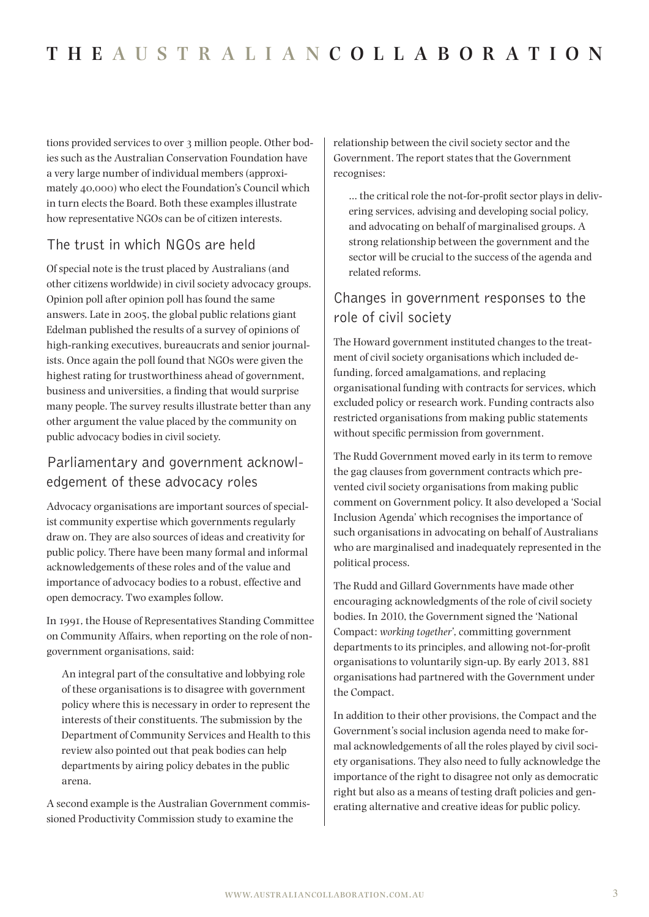tions provided services to over 3 million people. Other bodies such as the Australian Conservation Foundation have a very large number of individual members (approximately 40,000) who elect the Foundation's Council which in turn elects the Board. Both these examples illustrate how representative NGOs can be of citizen interests.

## The trust in which NGOs are held

Of special note is the trust placed by Australians (and other citizens worldwide) in civil society advocacy groups. Opinion poll after opinion poll has found the same answers. Late in 2005, the global public relations giant Edelman published the results of a survey of opinions of high-ranking executives, bureaucrats and senior journalists. Once again the poll found that NGOs were given the highest rating for trustworthiness ahead of government, business and universities, a finding that would surprise many people. The survey results illustrate better than any other argument the value placed by the community on public advocacy bodies in civil society.

## Parliamentary and government acknowledgement of these advocacy roles

Advocacy organisations are important sources of specialist community expertise which governments regularly draw on. They are also sources of ideas and creativity for public policy. There have been many formal and informal acknowledgements of these roles and of the value and importance of advocacy bodies to a robust, effective and open democracy. Two examples follow.

In 1991, the House of Representatives Standing Committee on Community Affairs, when reporting on the role of non-government organisations, said:

> An integral part of the consultative and lobbying role of these organisations is to disagree with government policy where this is necessary in order to represent the interests of their constituents. The submission by the Department of Community Services and Health to this review also pointed out that peak bodies can help departments by airing policy debates in the public arena.

A second example is the Australian Government commissioned Productivity Commission study to examine the relationship between the civil society sector and the Government. The report states that the Government recognises:

> … the critical role the not-for-profit sector plays in delivering services, advising and developing social policy, and advocating on behalf of marginalised groups. A strong relationship between the government and the sector will be crucial to the success of the agenda and related reforms.

## Changes in government responses to the role of civil society

The Howard government instituted changes to the treatment of civil society organisations which included defunding, forced amalgamations, and replacing organisational funding with contracts for services, which excluded policy or research work. Funding contracts also restricted organisations from making public statements without specific permission from government.

The Rudd Government moved early in its term to remove the gag clauses from government contracts which prevented civil society organisations from making public comment on Government policy. It also developed a 'Social Inclusion Agenda' which recognises the importance of such organisations in advocating on behalf of Australians who are marginalised and inadequately represented in the political process.

The Rudd and Gillard Governments have made other encouraging acknowledgments of the role of civil society bodies. In 2010, the Government signed the 'National Compact: *working together*', committing government departments to its principles, and allowing not-for-profit organisations to voluntarily sign-up. By early 2013, 881 organisations had partnered with the Government under the Compact.

In addition to their other provisions, the Compact and the Government's social inclusion agenda need to make formal acknowledgements of all the roles played by civil society organisations. They also need to fully acknowledge the importance of the right to disagree not only as democratic right but also as a means of testing draft policies and generating alternative and creative ideas for public policy.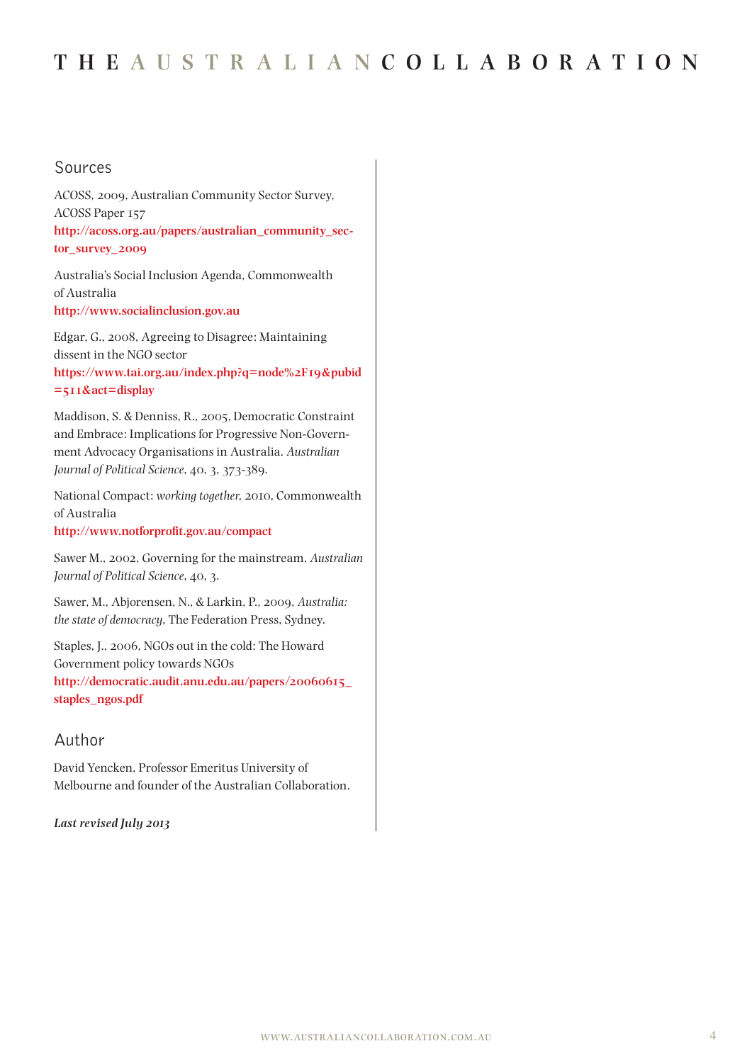## Sources

ACOSS, 2009, Australian Community Sector Survey, ACOSS Paper 157
**http://acoss.org.au/papers/australian_community_sector_survey_2009**

Australia's Social Inclusion Agenda, Commonwealth of Australia
**http://www.socialinclusion.gov.au**

Edgar, G., 2008, Agreeing to Disagree: Maintaining dissent in the NGO sector
**https://www.tai.org.au/index.php?q=node%2F19&pubid=511&act=display**

Maddison, S. & Denniss, R., 2005, Democratic Constraint and Embrace: Implications for Progressive Non-Government Advocacy Organisations in Australia. *Australian Journal of Political Science*, 40, 3, 373-389.

National Compact: *working together*, 2010, Commonwealth of Australia
**http://www.notforprofit.gov.au/compact**

Sawer M., 2002, Governing for the mainstream. *Australian Journal of Political Science*, 40, 3.

Sawer, M., Abjorensen, N., & Larkin, P., 2009, *Australia: the state of democracy*, The Federation Press, Sydney.

Staples, J., 2006, NGOs out in the cold: The Howard Government policy towards NGOs
**http://democratic.audit.anu.edu.au/papers/20060615_staples_ngos.pdf**

## Author

David Yencken, Professor Emeritus University of Melbourne and founder of the Australian Collaboration.

***Last revised July 2013***